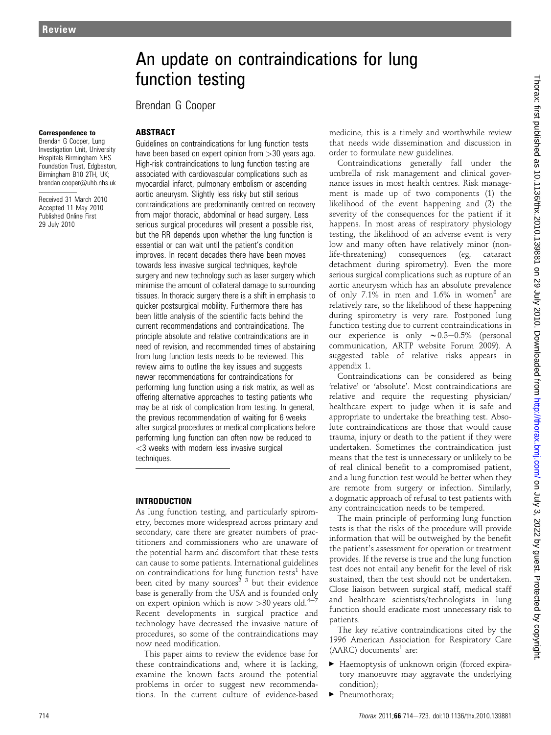# An update on contraindications for lung function testing

Brendan G Cooper

**Correspondence to**
Brendan G Cooper, Lung Investigation Unit, University Hospitals Birmingham NHS Foundation Trust, Edgbaston, Birmingham B10 2TH, UK; brendan.cooper@uhb.nhs.uk

Received 31 March 2010
Accepted 11 May 2010
Published Online First 29 July 2010

## ABSTRACT

Guidelines on contraindications for lung function tests have been based on expert opinion from >30 years ago. High-risk contraindications to lung function testing are associated with cardiovascular complications such as myocardial infarct, pulmonary embolism or ascending aortic aneurysm. Slightly less risky but still serious contraindications are predominantly centred on recovery from major thoracic, abdominal or head surgery. Less serious surgical procedures will present a possible risk, but the RR depends upon whether the lung function is essential or can wait until the patient's condition improves. In recent decades there have been moves towards less invasive surgical techniques, keyhole surgery and new technology such as laser surgery which minimise the amount of collateral damage to surrounding tissues. In thoracic surgery there is a shift in emphasis to quicker postsurgical mobility. Furthermore there has been little analysis of the scientific facts behind the current recommendations and contraindications. The principle absolute and relative contraindications are in need of revision, and recommended times of abstaining from lung function tests needs to be reviewed. This review aims to outline the key issues and suggests newer recommendations for contraindications for performing lung function using a risk matrix, as well as offering alternative approaches to testing patients who may be at risk of complication from testing. In general, the previous recommendation of waiting for 6 weeks after surgical procedures or medical complications before performing lung function can often now be reduced to <3 weeks with modern less invasive surgical techniques.

## INTRODUCTION

As lung function testing, and particularly spirometry, becomes more widespread across primary and secondary, care there are greater numbers of practitioners and commissioners who are unaware of the potential harm and discomfort that these tests can cause to some patients. International guidelines on contraindications for lung function tests[1] have been cited by many sources[2 3] but their evidence base is generally from the USA and is founded only on expert opinion which is now >30 years old.[4–7] Recent developments in surgical practice and technology have decreased the invasive nature of procedures, so some of the contraindications may now need modification.

This paper aims to review the evidence base for these contraindications and, where it is lacking, examine the known facts around the potential problems in order to suggest new recommendations. In the current culture of evidence-based medicine, this is a timely and worthwhile review that needs wide dissemination and discussion in order to formulate new guidelines.

Contraindications generally fall under the umbrella of risk management and clinical governance issues in most health centres. Risk management is made up of two components (1) the likelihood of the event happening and (2) the severity of the consequences for the patient if it happens. In most areas of respiratory physiology testing, the likelihood of an adverse event is very low and many often have relatively minor (non-life-threatening) consequences (eg, cataract detachment during spirometry). Even the more serious surgical complications such as rupture of an aortic aneurysm which has an absolute prevalence of only 7.1% in men and 1.6% in women[8] are relatively rare, so the likelihood of these happening during spirometry is very rare. Postponed lung function testing due to current contraindications in our experience is only ~0.3–0.5% (personal communication, ARTP website Forum 2009). A suggested table of relative risks appears in appendix 1.

Contraindications can be considered as being 'relative' or 'absolute'. Most contraindications are relative and require the requesting physician/healthcare expert to judge when it is safe and appropriate to undertake the breathing test. Absolute contraindications are those that would cause trauma, injury or death to the patient if they were undertaken. Sometimes the contraindication just means that the test is unnecessary or unlikely to be of real clinical benefit to a compromised patient, and a lung function test would be better when they are remote from surgery or infection. Similarly, a dogmatic approach of refusal to test patients with any contraindication needs to be tempered.

The main principle of performing lung function tests is that the risks of the procedure will provide information that will be outweighed by the benefit the patient's assessment for operation or treatment provides. If the reverse is true and the lung function test does not entail any benefit for the level of risk sustained, then the test should not be undertaken. Close liaison between surgical staff, medical staff and healthcare scientists/technologists in lung function should eradicate most unnecessary risk to patients.

The key relative contraindications cited by the 1996 American Association for Respiratory Care (AARC) documents[1] are:

- Haemoptysis of unknown origin (forced expiratory manoeuvre may aggravate the underlying condition);
- Pneumothorax;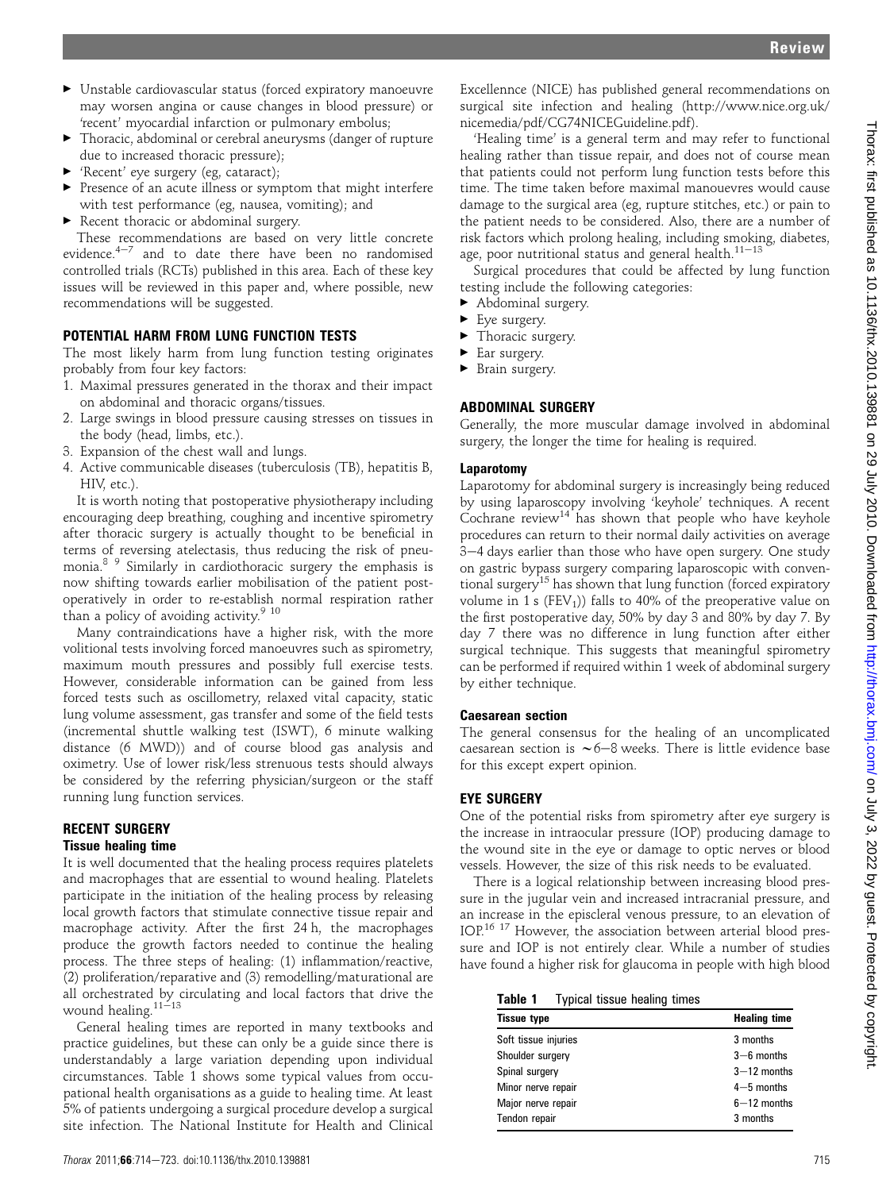- Unstable cardiovascular status (forced expiratory manoeuvre may worsen angina or cause changes in blood pressure) or 'recent' myocardial infarction or pulmonary embolus;
- Thoracic, abdominal or cerebral aneurysms (danger of rupture due to increased thoracic pressure);
- 'Recent' eye surgery (eg, cataract);
- Presence of an acute illness or symptom that might interfere with test performance (eg, nausea, vomiting); and
- Recent thoracic or abdominal surgery.

These recommendations are based on very little concrete evidence.[4–7] and to date there have been no randomised controlled trials (RCTs) published in this area. Each of these key issues will be reviewed in this paper and, where possible, new recommendations will be suggested.

## POTENTIAL HARM FROM LUNG FUNCTION TESTS

The most likely harm from lung function testing originates probably from four key factors:

1. Maximal pressures generated in the thorax and their impact on abdominal and thoracic organs/tissues.
2. Large swings in blood pressure causing stresses on tissues in the body (head, limbs, etc.).
3. Expansion of the chest wall and lungs.
4. Active communicable diseases (tuberculosis (TB), hepatitis B, HIV, etc.).

It is worth noting that postoperative physiotherapy including encouraging deep breathing, coughing and incentive spirometry after thoracic surgery is actually thought to be beneficial in terms of reversing atelectasis, thus reducing the risk of pneumonia.[8 9] Similarly in cardiothoracic surgery the emphasis is now shifting towards earlier mobilisation of the patient postoperatively in order to re-establish normal respiration rather than a policy of avoiding activity.[9 10]

Many contraindications have a higher risk, with the more volitional tests involving forced manoeuvres such as spirometry, maximum mouth pressures and possibly full exercise tests. However, considerable information can be gained from less forced tests such as oscillometry, relaxed vital capacity, static lung volume assessment, gas transfer and some of the field tests (incremental shuttle walking test (ISWT), 6 minute walking distance (6 MWD)) and of course blood gas analysis and oximetry. Use of lower risk/less strenuous tests should always be considered by the referring physician/surgeon or the staff running lung function services.

## RECENT SURGERY

### Tissue healing time

It is well documented that the healing process requires platelets and macrophages that are essential to wound healing. Platelets participate in the initiation of the healing process by releasing local growth factors that stimulate connective tissue repair and macrophage activity. After the first 24 h, the macrophages produce the growth factors needed to continue the healing process. The three steps of healing: (1) inflammation/reactive, (2) proliferation/reparative and (3) remodelling/maturational are all orchestrated by circulating and local factors that drive the wound healing.[11–13]

General healing times are reported in many textbooks and practice guidelines, but these can only be a guide since there is understandably a large variation depending upon individual circumstances. Table 1 shows some typical values from occupational health organisations as a guide to healing time. At least 5% of patients undergoing a surgical procedure develop a surgical site infection. The National Institute for Health and Clinical Excellennce (NICE) has published general recommendations on surgical site infection and healing (http://www.nice.org.uk/nicemedia/pdf/CG74NICEGuideline.pdf).

'Healing time' is a general term and may refer to functional healing rather than tissue repair, and does not of course mean that patients could not perform lung function tests before this time. The time taken before maximal manouevres would cause damage to the surgical area (eg, rupture stitches, etc.) or pain to the patient needs to be considered. Also, there are a number of risk factors which prolong healing, including smoking, diabetes, age, poor nutritional status and general health.[11–13]

Surgical procedures that could be affected by lung function testing include the following categories:

- Abdominal surgery.
- Eye surgery.
- Thoracic surgery.
- Ear surgery.
- Brain surgery.

## ABDOMINAL SURGERY

Generally, the more muscular damage involved in abdominal surgery, the longer the time for healing is required.

### Laparotomy

Laparotomy for abdominal surgery is increasingly being reduced by using laparoscopy involving 'keyhole' techniques. A recent Cochrane review[14] has shown that people who have keyhole procedures can return to their normal daily activities on average 3–4 days earlier than those who have open surgery. One study on gastric bypass surgery comparing laparoscopic with conventional surgery[15] has shown that lung function (forced expiratory volume in 1 s ($FEV_1$)) falls to 40% of the preoperative value on the first postoperative day, 50% by day 3 and 80% by day 7. By day 7 there was no difference in lung function after either surgical technique. This suggests that meaningful spirometry can be performed if required within 1 week of abdominal surgery by either technique.

### Caesarean section

The general consensus for the healing of an uncomplicated caesarean section is ~6–8 weeks. There is little evidence base for this except expert opinion.

## EYE SURGERY

One of the potential risks from spirometry after eye surgery is the increase in intraocular pressure (IOP) producing damage to the wound site in the eye or damage to optic nerves or blood vessels. However, the size of this risk needs to be evaluated.

There is a logical relationship between increasing blood pressure in the jugular vein and increased intracranial pressure, and an increase in the episcleral venous pressure, to an elevation of IOP.[16 17] However, the association between arterial blood pressure and IOP is not entirely clear. While a number of studies have found a higher risk for glaucoma in people with high blood

**Table 1** Typical tissue healing times

| Tissue type | Healing time |
|---|---|
| Soft tissue injuries | 3 months |
| Shoulder surgery | 3–6 months |
| Spinal surgery | 3–12 months |
| Minor nerve repair | 4–5 months |
| Major nerve repair | 6–12 months |
| Tendon repair | 3 months |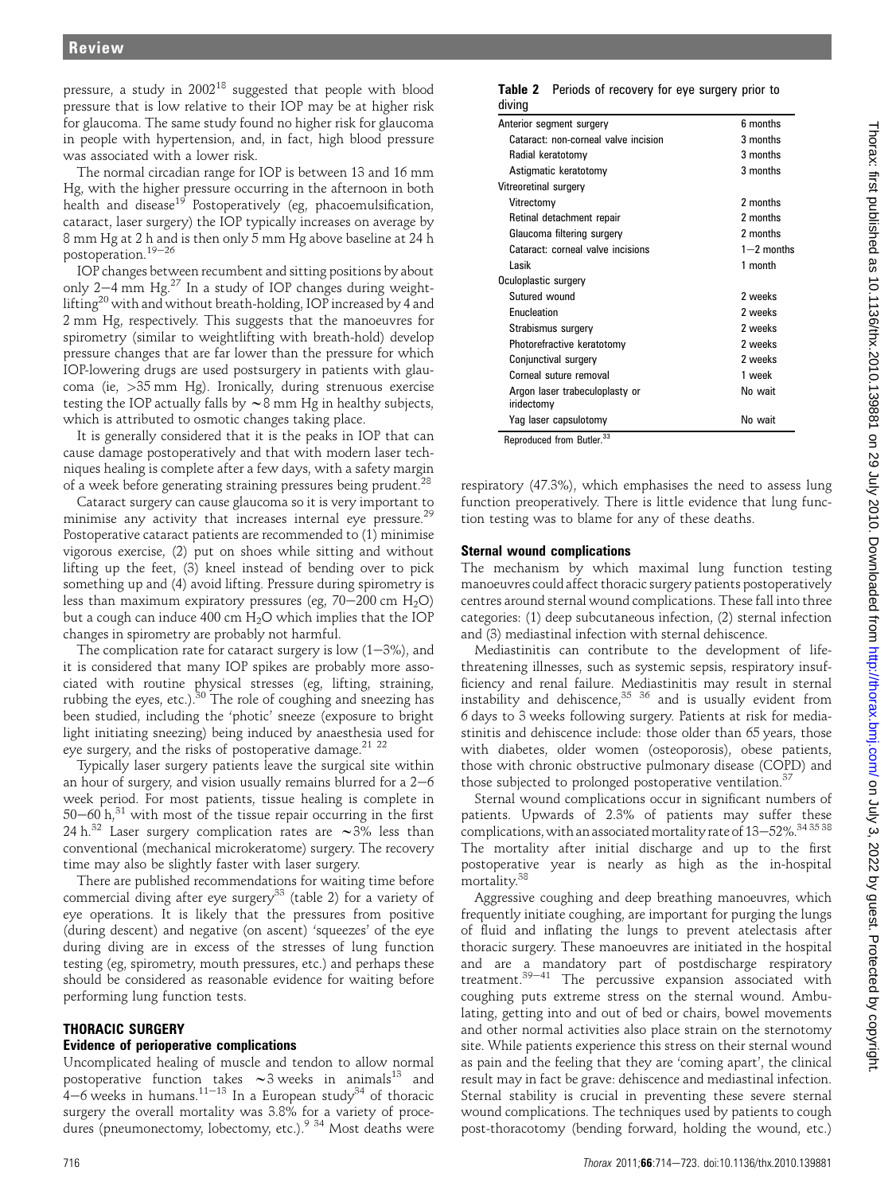pressure, a study in 2002[18] suggested that people with blood pressure that is low relative to their IOP may be at higher risk for glaucoma. The same study found no higher risk for glaucoma in people with hypertension, and, in fact, high blood pressure was associated with a lower risk.

The normal circadian range for IOP is between 13 and 16 mm Hg, with the higher pressure occurring in the afternoon in both health and disease[19] Postoperatively (eg, phacoemulsification, cataract, laser surgery) the IOP typically increases on average by 8 mm Hg at 2 h and is then only 5 mm Hg above baseline at 24 h postoperation.[19–26]

IOP changes between recumbent and sitting positions by about only 2–4 mm Hg.[27] In a study of IOP changes during weightlifting[20] with and without breath-holding, IOP increased by 4 and 2 mm Hg, respectively. This suggests that the manoeuvres for spirometry (similar to weightlifting with breath-hold) develop pressure changes that are far lower than the pressure for which IOP-lowering drugs are used postsurgery in patients with glaucoma (ie, >35 mm Hg). Ironically, during strenuous exercise testing the IOP actually falls by ~8 mm Hg in healthy subjects, which is attributed to osmotic changes taking place.

It is generally considered that it is the peaks in IOP that can cause damage postoperatively and that with modern laser techniques healing is complete after a few days, with a safety margin of a week before generating straining pressures being prudent.[28]

Cataract surgery can cause glaucoma so it is very important to minimise any activity that increases internal eye pressure.[29] Postoperative cataract patients are recommended to (1) minimise vigorous exercise, (2) put on shoes while sitting and without lifting up the feet, (3) kneel instead of bending over to pick something up and (4) avoid lifting. Pressure during spirometry is less than maximum expiratory pressures (eg, 70–200 cm $H_2O$) but a cough can induce 400 cm $H_2O$ which implies that the IOP changes in spirometry are probably not harmful.

The complication rate for cataract surgery is low (1–3%), and it is considered that many IOP spikes are probably more associated with routine physical stresses (eg, lifting, straining, rubbing the eyes, etc.).[30] The role of coughing and sneezing has been studied, including the 'photic' sneeze (exposure to bright light initiating sneezing) being induced by anaesthesia used for eye surgery, and the risks of postoperative damage.[21 22]

Typically laser surgery patients leave the surgical site within an hour of surgery, and vision usually remains blurred for a 2–6 week period. For most patients, tissue healing is complete in 50–60 h,[31] with most of the tissue repair occurring in the first 24 h.[32] Laser surgery complication rates are ~3% less than conventional (mechanical microkeratome) surgery. The recovery time may also be slightly faster with laser surgery.

There are published recommendations for waiting time before commercial diving after eye surgery[33] (table 2) for a variety of eye operations. It is likely that the pressures from positive (during descent) and negative (on ascent) 'squeezes' of the eye during diving are in excess of the stresses of lung function testing (eg, spirometry, mouth pressures, etc.) and perhaps these should be considered as reasonable evidence for waiting before performing lung function tests.

**Table 2** Periods of recovery for eye surgery prior to diving

| Surgery | Recovery period |
|---|---|
| Anterior segment surgery | 6 months |
| Cataract: non-corneal valve incision | 3 months |
| Radial keratotomy | 3 months |
| Astigmatic keratotomy | 3 months |
| Vitreoretinal surgery | |
| Vitrectomy | 2 months |
| Retinal detachment repair | 2 months |
| Glaucoma filtering surgery | 2 months |
| Cataract: corneal valve incisions | 1–2 months |
| Lasik | 1 month |
| Oculoplastic surgery | |
| Sutured wound | 2 weeks |
| Enucleation | 2 weeks |
| Strabismus surgery | 2 weeks |
| Photorefractive keratotomy | 2 weeks |
| Conjunctival surgery | 2 weeks |
| Corneal suture removal | 1 week |
| Argon laser trabeculoplasty or iridectomy | No wait |
| Yag laser capsulotomy | No wait |

Reproduced from Butler.[33]

## THORACIC SURGERY

### Evidence of perioperative complications

Uncomplicated healing of muscle and tendon to allow normal postoperative function takes ~3 weeks in animals[15] and 4–6 weeks in humans.[11–13] In a European study[34] of thoracic surgery the overall mortality was 3.8% for a variety of procedures (pneumonectomy, lobectomy, etc.).[9 34] Most deaths were respiratory (47.3%), which emphasises the need to assess lung function preoperatively. There is little evidence that lung function testing was to blame for any of these deaths.

### Sternal wound complications

The mechanism by which maximal lung function testing manoeuvres could affect thoracic surgery patients postoperatively centres around sternal wound complications. These fall into three categories: (1) deep subcutaneous infection, (2) sternal infection and (3) mediastinal infection with sternal dehiscence.

Mediastinitis can contribute to the development of life-threatening illnesses, such as systemic sepsis, respiratory insufficiency and renal failure. Mediastinitis may result in sternal instability and dehiscence,[35 36] and is usually evident from 6 days to 3 weeks following surgery. Patients at risk for mediastinitis and dehiscence include: those older than 65 years, those with diabetes, older women (osteoporosis), obese patients, those with chronic obstructive pulmonary disease (COPD) and those subjected to prolonged postoperative ventilation.[37]

Sternal wound complications occur in significant numbers of patients. Upwards of 2.3% of patients may suffer these complications, with an associated mortality rate of 13–52%.[34 35 38] The mortality after initial discharge and up to the first postoperative year is nearly as high as the in-hospital mortality.[38]

Aggressive coughing and deep breathing manoeuvres, which frequently initiate coughing, are important for purging the lungs of fluid and inflating the lungs to prevent atelectasis after thoracic surgery. These manoeuvres are initiated in the hospital and are a mandatory part of postdischarge respiratory treatment.[39–41] The percussive expansion associated with coughing puts extreme stress on the sternal wound. Ambulating, getting into and out of bed or chairs, bowel movements and other normal activities also place strain on the sternotomy site. While patients experience this stress on their sternal wound as pain and the feeling that they are 'coming apart', the clinical result may in fact be grave: dehiscence and mediastinal infection. Sternal stability is crucial in preventing these severe sternal wound complications. The techniques used by patients to cough post-thoracotomy (bending forward, holding the wound, etc.)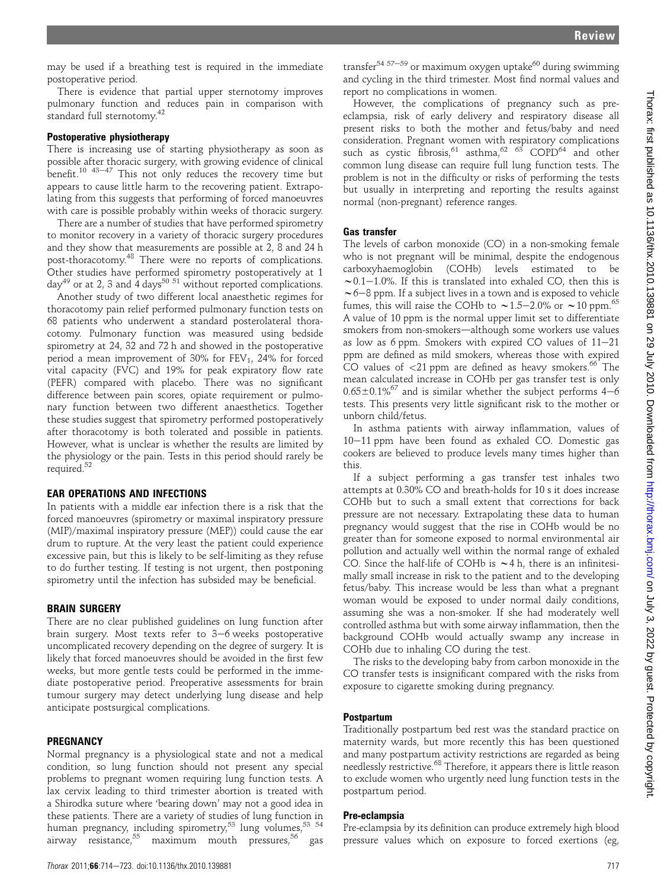may be used if a breathing test is required in the immediate postoperative period.

There is evidence that partial upper sternotomy improves pulmonary function and reduces pain in comparison with standard full sternotomy.[42]

### Postoperative physiotherapy

There is increasing use of starting physiotherapy as soon as possible after thoracic surgery, with growing evidence of clinical benefit.[10 43–47] This not only reduces the recovery time but appears to cause little harm to the recovering patient. Extrapolating from this suggests that performing of forced manoeuvres with care is possible probably within weeks of thoracic surgery.

There are a number of studies that have performed spirometry to monitor recovery in a variety of thoracic surgery procedures and they show that measurements are possible at 2, 8 and 24 h post-thoracotomy.[48] There were no reports of complications. Other studies have performed spirometry postoperatively at 1 day[49] or at 2, 3 and 4 days[50 51] without reported complications.

Another study of two different local anaesthetic regimes for thoracotomy pain relief performed pulmonary function tests on 68 patients who underwent a standard posterolateral thoracotomy. Pulmonary function was measured using bedside spirometry at 24, 32 and 72 h and showed in the postoperative period a mean improvement of 30% for $FEV_1$, 24% for forced vital capacity (FVC) and 19% for peak expiratory flow rate (PEFR) compared with placebo. There was no significant difference between pain scores, opiate requirement or pulmonary function between two different anaesthetics. Together these studies suggest that spirometry performed postoperatively after thoracotomy is both tolerated and possible in patients. However, what is unclear is whether the results are limited by the physiology or the pain. Tests in this period should rarely be required.[52]

## EAR OPERATIONS AND INFECTIONS

In patients with a middle ear infection there is a risk that the forced manoeuvres (spirometry or maximal inspiratory pressure (MIP)/maximal inspiratory pressure (MEP)) could cause the ear drum to rupture. At the very least the patient could experience excessive pain, but this is likely to be self-limiting as they refuse to do further testing. If testing is not urgent, then postponing spirometry until the infection has subsided may be beneficial.

## BRAIN SURGERY

There are no clear published guidelines on lung function after brain surgery. Most texts refer to 3–6 weeks postoperative uncomplicated recovery depending on the degree of surgery. It is likely that forced manoeuvres should be avoided in the first few weeks, but more gentle tests could be performed in the immediate postoperative period. Preoperative assessments for brain tumour surgery may detect underlying lung disease and help anticipate postsurgical complications.

## PREGNANCY

Normal pregnancy is a physiological state and not a medical condition, so lung function should not present any special problems to pregnant women requiring lung function tests. A lax cervix leading to third trimester abortion is treated with a Shirodka suture where 'bearing down' may not a good idea in these patients. There are a variety of studies of lung function in human pregnancy, including spirometry,[53] lung volumes,[53 54] airway resistance,[55] maximum mouth pressures,[56] gas transfer[54 57–59] or maximum oxygen uptake[60] during swimming and cycling in the third trimester. Most find normal values and report no complications in women.

However, the complications of pregnancy such as pre-eclampsia, risk of early delivery and respiratory disease all present risks to both the mother and fetus/baby and need consideration. Pregnant women with respiratory complications such as cystic fibrosis,[61] asthma,[62 63] COPD[64] and other common lung disease can require full lung function tests. The problem is not in the difficulty or risks of performing the tests but usually in interpreting and reporting the results against normal (non-pregnant) reference ranges.

### Gas transfer

The levels of carbon monoxide (CO) in a non-smoking female who is not pregnant will be minimal, despite the endogenous carboxyhaemoglobin (COHb) levels estimated to be ~0.1–1.0%. If this is translated into exhaled CO, then this is ~6–8 ppm. If a subject lives in a town and is exposed to vehicle fumes, this will raise the COHb to ~1.5–2.0% or ~10 ppm.[65] A value of 10 ppm is the normal upper limit set to differentiate smokers from non-smokers—although some workers use values as low as 6 ppm. Smokers with expired CO values of 11–21 ppm are defined as mild smokers, whereas those with expired CO values of <21 ppm are defined as heavy smokers.[66] The mean calculated increase in COHb per gas transfer test is only 0.65±0.1%[67] and is similar whether the subject performs 4–6 tests. This presents very little significant risk to the mother or unborn child/fetus.

In asthma patients with airway inflammation, values of 10–11 ppm have been found as exhaled CO. Domestic gas cookers are believed to produce levels many times higher than this.

If a subject performing a gas transfer test inhales two attempts at 0.30% CO and breath-holds for 10 s it does increase COHb but to such a small extent that corrections for back pressure are not necessary. Extrapolating these data to human pregnancy would suggest that the rise in COHb would be no greater than for someone exposed to normal environmental air pollution and actually well within the normal range of exhaled CO. Since the half-life of COHb is ~4 h, there is an infinitesimally small increase in risk to the patient and to the developing fetus/baby. This increase would be less than what a pregnant woman would be exposed to under normal daily conditions, assuming she was a non-smoker. If she had moderately well controlled asthma but with some airway inflammation, then the background COHb would actually swamp any increase in COHb due to inhaling CO during the test.

The risks to the developing baby from carbon monoxide in the CO transfer tests is insignificant compared with the risks from exposure to cigarette smoking during pregnancy.

### Postpartum

Traditionally postpartum bed rest was the standard practice on maternity wards, but more recently this has been questioned and many postpartum activity restrictions are regarded as being needlessly restrictive.[68] Therefore, it appears there is little reason to exclude women who urgently need lung function tests in the postpartum period.

### Pre-eclampsia

Pre-eclampsia by its definition can produce extremely high blood pressure values which on exposure to forced exertions (eg,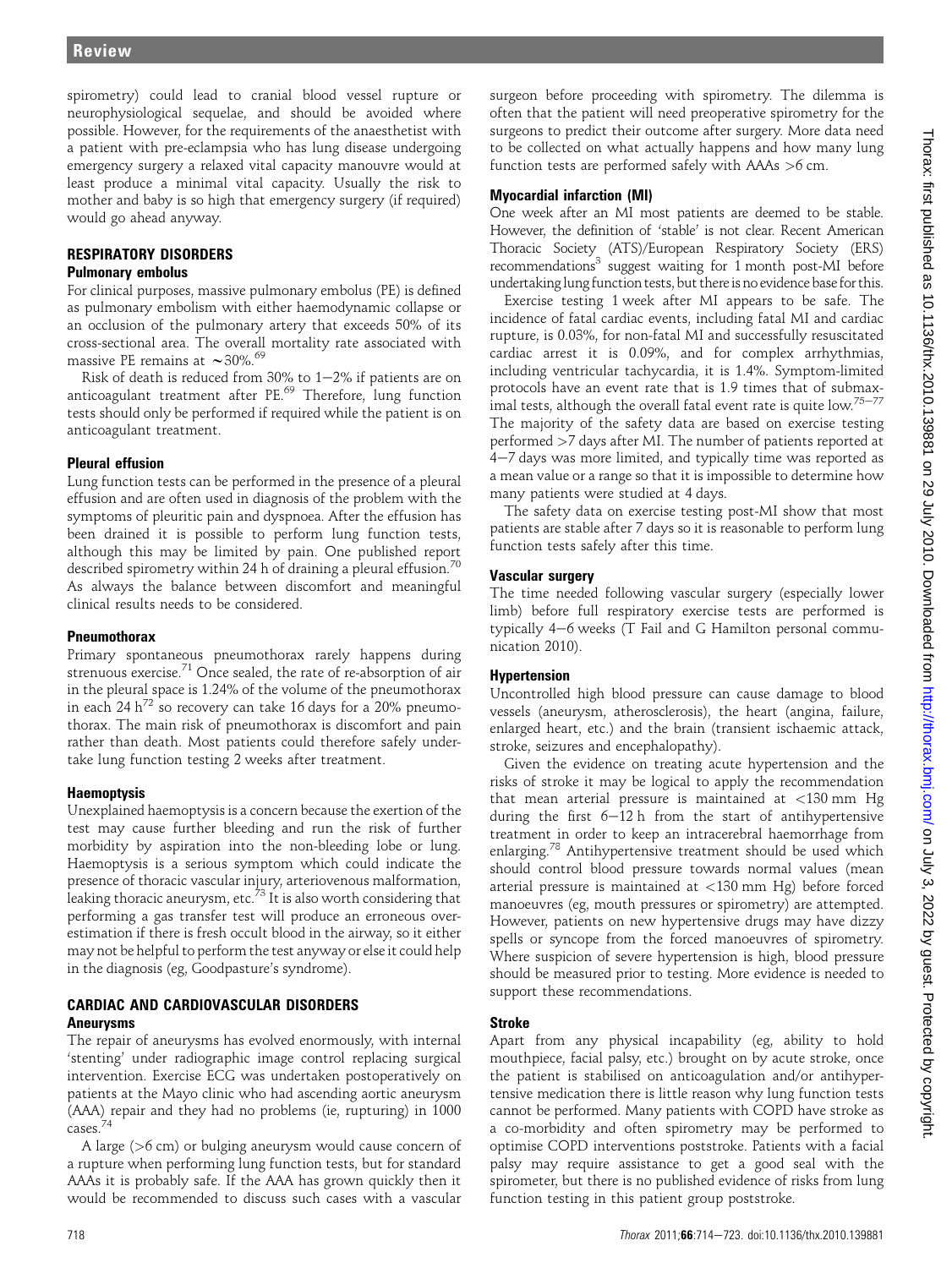spirometry) could lead to cranial blood vessel rupture or neurophysiological sequelae, and should be avoided where possible. However, for the requirements of the anaesthetist with a patient with pre-eclampsia who has lung disease undergoing emergency surgery a relaxed vital capacity manouvre would at least produce a minimal vital capacity. Usually the risk to mother and baby is so high that emergency surgery (if required) would go ahead anyway.

## RESPIRATORY DISORDERS

### Pulmonary embolus

For clinical purposes, massive pulmonary embolus (PE) is defined as pulmonary embolism with either haemodynamic collapse or an occlusion of the pulmonary artery that exceeds 50% of its cross-sectional area. The overall mortality rate associated with massive PE remains at ~30%.[69]

Risk of death is reduced from 30% to 1–2% if patients are on anticoagulant treatment after PE.[69] Therefore, lung function tests should only be performed if required while the patient is on anticoagulant treatment.

### Pleural effusion

Lung function tests can be performed in the presence of a pleural effusion and are often used in diagnosis of the problem with the symptoms of pleuritic pain and dyspnoea. After the effusion has been drained it is possible to perform lung function tests, although this may be limited by pain. One published report described spirometry within 24 h of draining a pleural effusion.[70] As always the balance between discomfort and meaningful clinical results needs to be considered.

### Pneumothorax

Primary spontaneous pneumothorax rarely happens during strenuous exercise.[71] Once sealed, the rate of re-absorption of air in the pleural space is 1.24% of the volume of the pneumothorax in each 24 h[72] so recovery can take 16 days for a 20% pneumothorax. The main risk of pneumothorax is discomfort and pain rather than death. Most patients could therefore safely undertake lung function testing 2 weeks after treatment.

### Haemoptysis

Unexplained haemoptysis is a concern because the exertion of the test may cause further bleeding and run the risk of further morbidity by aspiration into the non-bleeding lobe or lung. Haemoptysis is a serious symptom which could indicate the presence of thoracic vascular injury, arteriovenous malformation, leaking thoracic aneurysm, etc.[73] It is also worth considering that performing a gas transfer test will produce an erroneous overestimation if there is fresh occult blood in the airway, so it either may not be helpful to perform the test anyway or else it could help in the diagnosis (eg, Goodpasture's syndrome).

## CARDIAC AND CARDIOVASCULAR DISORDERS

### Aneurysms

The repair of aneurysms has evolved enormously, with internal 'stenting' under radiographic image control replacing surgical intervention. Exercise ECG was undertaken postoperatively on patients at the Mayo clinic who had ascending aortic aneurysm (AAA) repair and they had no problems (ie, rupturing) in 1000 cases.[74]

A large (>6 cm) or bulging aneurysm would cause concern of a rupture when performing lung function tests, but for standard AAAs it is probably safe. If the AAA has grown quickly then it would be recommended to discuss such cases with a vascular surgeon before proceeding with spirometry. The dilemma is often that the patient will need preoperative spirometry for the surgeons to predict their outcome after surgery. More data need to be collected on what actually happens and how many lung function tests are performed safely with AAAs >6 cm.

### Myocardial infarction (MI)

One week after an MI most patients are deemed to be stable. However, the definition of 'stable' is not clear. Recent American Thoracic Society (ATS)/European Respiratory Society (ERS) recommendations[3] suggest waiting for 1 month post-MI before undertaking lung function tests, but there is no evidence base for this.

Exercise testing 1 week after MI appears to be safe. The incidence of fatal cardiac events, including fatal MI and cardiac rupture, is 0.03%, for non-fatal MI and successfully resuscitated cardiac arrest it is 0.09%, and for complex arrhythmias, including ventricular tachycardia, it is 1.4%. Symptom-limited protocols have an event rate that is 1.9 times that of submaximal tests, although the overall fatal event rate is quite low.[75–77] The majority of the safety data are based on exercise testing performed >7 days after MI. The number of patients reported at 4–7 days was more limited, and typically time was reported as a mean value or a range so that it is impossible to determine how many patients were studied at 4 days.

The safety data on exercise testing post-MI show that most patients are stable after 7 days so it is reasonable to perform lung function tests safely after this time.

### Vascular surgery

The time needed following vascular surgery (especially lower limb) before full respiratory exercise tests are performed is typically 4–6 weeks (T Fail and G Hamilton personal communication 2010).

### Hypertension

Uncontrolled high blood pressure can cause damage to blood vessels (aneurysm, atherosclerosis), the heart (angina, failure, enlarged heart, etc.) and the brain (transient ischaemic attack, stroke, seizures and encephalopathy).

Given the evidence on treating acute hypertension and the risks of stroke it may be logical to apply the recommendation that mean arterial pressure is maintained at <130 mm Hg during the first 6–12 h from the start of antihypertensive treatment in order to keep an intracerebral haemorrhage from enlarging.[78] Antihypertensive treatment should be used which should control blood pressure towards normal values (mean arterial pressure is maintained at <130 mm Hg) before forced manoeuvres (eg, mouth pressures or spirometry) are attempted. However, patients on new hypertensive drugs may have dizzy spells or syncope from the forced manoeuvres of spirometry. Where suspicion of severe hypertension is high, blood pressure should be measured prior to testing. More evidence is needed to support these recommendations.

### Stroke

Apart from any physical incapability (eg, ability to hold mouthpiece, facial palsy, etc.) brought on by acute stroke, once the patient is stabilised on anticoagulation and/or antihypertensive medication there is little reason why lung function tests cannot be performed. Many patients with COPD have stroke as a co-morbidity and often spirometry may be performed to optimise COPD interventions poststroke. Patients with a facial palsy may require assistance to get a good seal with the spirometer, but there is no published evidence of risks from lung function testing in this patient group poststroke.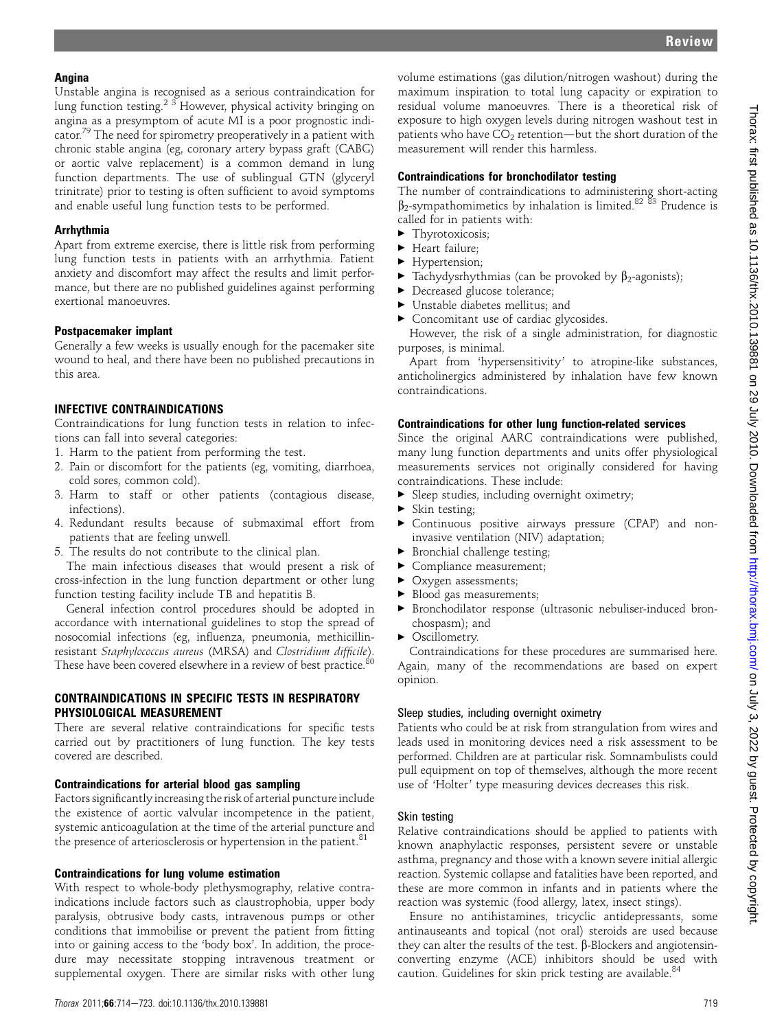### Angina

Unstable angina is recognised as a serious contraindication for lung function testing.[2 3] However, physical activity bringing on angina as a presymptom of acute MI is a poor prognostic indicator.[79] The need for spirometry preoperatively in a patient with chronic stable angina (eg, coronary artery bypass graft (CABG) or aortic valve replacement) is a common demand in lung function departments. The use of sublingual GTN (glyceryl trinitrate) prior to testing is often sufficient to avoid symptoms and enable useful lung function tests to be performed.

### Arrhythmia

Apart from extreme exercise, there is little risk from performing lung function tests in patients with an arrhythmia. Patient anxiety and discomfort may affect the results and limit performance, but there are no published guidelines against performing exertional manoeuvres.

### Postpacemaker implant

Generally a few weeks is usually enough for the pacemaker site wound to heal, and there have been no published precautions in this area.

## INFECTIVE CONTRAINDICATIONS

Contraindications for lung function tests in relation to infections can fall into several categories:

1. Harm to the patient from performing the test.
2. Pain or discomfort for the patients (eg, vomiting, diarrhoea, cold sores, common cold).
3. Harm to staff or other patients (contagious disease, infections).
4. Redundant results because of submaximal effort from patients that are feeling unwell.
5. The results do not contribute to the clinical plan.

The main infectious diseases that would present a risk of cross-infection in the lung function department or other lung function testing facility include TB and hepatitis B.

General infection control procedures should be adopted in accordance with international guidelines to stop the spread of nosocomial infections (eg, influenza, pneumonia, methicillin-resistant *Staphylococcus aureus* (MRSA) and *Clostridium difficile*). These have been covered elsewhere in a review of best practice.[80]

## CONTRAINDICATIONS IN SPECIFIC TESTS IN RESPIRATORY PHYSIOLOGICAL MEASUREMENT

There are several relative contraindications for specific tests carried out by practitioners of lung function. The key tests covered are described.

### Contraindications for arterial blood gas sampling

Factors significantly increasing the risk of arterial puncture include the existence of aortic valvular incompetence in the patient, systemic anticoagulation at the time of the arterial puncture and the presence of arteriosclerosis or hypertension in the patient.[81]

### Contraindications for lung volume estimation

With respect to whole-body plethysmography, relative contraindications include factors such as claustrophobia, upper body paralysis, obtrusive body casts, intravenous pumps or other conditions that immobilise or prevent the patient from fitting into or gaining access to the 'body box'. In addition, the procedure may necessitate stopping intravenous treatment or supplemental oxygen. There are similar risks with other lung volume estimations (gas dilution/nitrogen washout) during the maximum inspiration to total lung capacity or expiration to residual volume manoeuvres. There is a theoretical risk of exposure to high oxygen levels during nitrogen washout test in patients who have $CO_2$ retention—but the short duration of the measurement will render this harmless.

### Contraindications for bronchodilator testing

The number of contraindications to administering short-acting $\beta_2$-sympathomimetics by inhalation is limited.[82 83] Prudence is called for in patients with:

- Thyrotoxicosis;
- Heart failure;
- Hypertension;
- Tachydysrhythmias (can be provoked by $\beta_2$-agonists);
- Decreased glucose tolerance;
- Unstable diabetes mellitus; and
- Concomitant use of cardiac glycosides.

However, the risk of a single administration, for diagnostic purposes, is minimal.

Apart from 'hypersensitivity' to atropine-like substances, anticholinergics administered by inhalation have few known contraindications.

### Contraindications for other lung function-related services

Since the original AARC contraindications were published, many lung function departments and units offer physiological measurements services not originally considered for having contraindications. These include:

- Sleep studies, including overnight oximetry;
- Skin testing;
- Continuous positive airways pressure (CPAP) and non-invasive ventilation (NIV) adaptation;
- Bronchial challenge testing;
- Compliance measurement;
- Oxygen assessments;
- Blood gas measurements;
- Bronchodilator response (ultrasonic nebuliser-induced bronchospasm); and
- Oscillometry.

Contraindications for these procedures are summarised here. Again, many of the recommendations are based on expert opinion.

#### Sleep studies, including overnight oximetry

Patients who could be at risk from strangulation from wires and leads used in monitoring devices need a risk assessment to be performed. Children are at particular risk. Somnambulists could pull equipment on top of themselves, although the more recent use of 'Holter' type measuring devices decreases this risk.

#### Skin testing

Relative contraindications should be applied to patients with known anaphylactic responses, persistent severe or unstable asthma, pregnancy and those with a known severe initial allergic reaction. Systemic collapse and fatalities have been reported, and these are more common in infants and in patients where the reaction was systemic (food allergy, latex, insect stings).

Ensure no antihistamines, tricyclic antidepressants, some antinauseants and topical (not oral) steroids are used because they can alter the results of the test. β-Blockers and angiotensin-converting enzyme (ACE) inhibitors should be used with caution. Guidelines for skin prick testing are available.[84]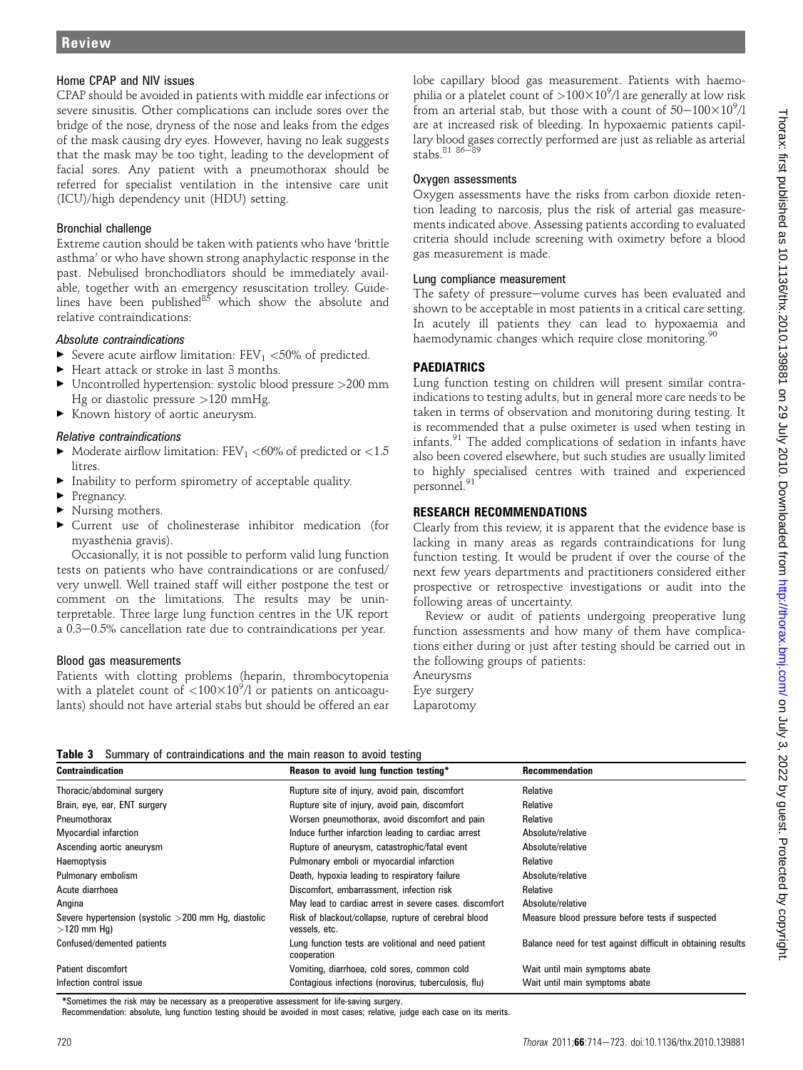### Home CPAP and NIV issues

CPAP should be avoided in patients with middle ear infections or severe sinusitis. Other complications can include sores over the bridge of the nose, dryness of the nose and leaks from the edges of the mask causing dry eyes. However, having no leak suggests that the mask may be too tight, leading to the development of facial sores. Any patient with a pneumothorax should be referred for specialist ventilation in the intensive care unit (ICU)/high dependency unit (HDU) setting.

### Bronchial challenge

Extreme caution should be taken with patients who have 'brittle asthma' or who have shown strong anaphylactic response in the past. Nebulised bronchodliators should be immediately available, together with an emergency resuscitation trolley. Guidelines have been published[85] which show the absolute and relative contraindications:

#### *Absolute contraindications*

- Severe acute airflow limitation: $FEV_1$ <50% of predicted.
- Heart attack or stroke in last 3 months.
- Uncontrolled hypertension: systolic blood pressure >200 mm Hg or diastolic pressure >120 mmHg.
- Known history of aortic aneurysm.

#### *Relative contraindications*

- Moderate airflow limitation: $FEV_1$ <60% of predicted or <1.5 litres.
- Inability to perform spirometry of acceptable quality.
- Pregnancy.
- Nursing mothers.
- Current use of cholinesterase inhibitor medication (for myasthenia gravis).

Occasionally, it is not possible to perform valid lung function tests on patients who have contraindications or are confused/very unwell. Well trained staff will either postpone the test or comment on the limitations. The results may be uninterpretable. Three large lung function centres in the UK report a 0.3–0.5% cancellation rate due to contraindications per year.

### Blood gas measurements

Patients with clotting problems (heparin, thrombocytopenia with a platelet count of $<100\times10^9$/l or patients on anticoagulants) should not have arterial stabs but should be offered an ear lobe capillary blood gas measurement. Patients with haemophilia or a platelet count of $>100\times10^9$/l are generally at low risk from an arterial stab, but those with a count of $50-100\times10^9$/l are at increased risk of bleeding. In hypoxaemic patients capillary blood gases correctly performed are just as reliable as arterial stabs.[81 86–89]

### Oxygen assessments

Oxygen assessments have the risks from carbon dioxide retention leading to narcosis, plus the risk of arterial gas measurements indicated above. Assessing patients according to evaluated criteria should include screening with oximetry before a blood gas measurement is made.

### Lung compliance measurement

The safety of pressure–volume curves has been evaluated and shown to be acceptable in most patients in a critical care setting. In acutely ill patients they can lead to hypoxaemia and haemodynamic changes which require close monitoring.[90]

## PAEDIATRICS

Lung function testing on children will present similar contraindications to testing adults, but in general more care needs to be taken in terms of observation and monitoring during testing. It is recommended that a pulse oximeter is used when testing in infants.[91] The added complications of sedation in infants have also been covered elsewhere, but such studies are usually limited to highly specialised centres with trained and experienced personnel.[91]

## RESEARCH RECOMMENDATIONS

Clearly from this review, it is apparent that the evidence base is lacking in many areas as regards contraindications for lung function testing. It would be prudent if over the course of the next few years departments and practitioners considered either prospective or retrospective investigations or audit into the following areas of uncertainty.

Review or audit of patients undergoing preoperative lung function assessments and how many of them have complications either during or just after testing should be carried out in the following groups of patients:

Aneurysms

Eye surgery

Laparotomy

**Table 3** Summary of contraindications and the main reason to avoid testing

| Contraindication | Reason to avoid lung function testing* | Recommendation |
|---|---|---|
| Thoracic/abdominal surgery | Rupture site of injury, avoid pain, discomfort | Relative |
| Brain, eye, ear, ENT surgery | Rupture site of injury, avoid pain, discomfort | Relative |
| Pneumothorax | Worsen pneumothorax, avoid discomfort and pain | Relative |
| Myocardial infarction | Induce further infarction leading to cardiac arrest | Absolute/relative |
| Ascending aortic aneurysm | Rupture of aneurysm, catastrophic/fatal event | Absolute/relative |
| Haemoptysis | Pulmonary emboli or myocardial infarction | Relative |
| Pulmonary embolism | Death, hypoxia leading to respiratory failure | Absolute/relative |
| Acute diarrhoea | Discomfort, embarrassment, infection risk | Relative |
| Angina | May lead to cardiac arrest in severe cases. discomfort | Absolute/relative |
| Severe hypertension (systolic >200 mm Hg, diastolic >120 mm Hg) | Risk of blackout/collapse, rupture of cerebral blood vessels, etc. | Measure blood pressure before tests if suspected |
| Confused/demented patients | Lung function tests are volitional and need patient cooperation | Balance need for test against difficult in obtaining results |
| Patient discomfort | Vomiting, diarrhoea, cold sores, common cold | Wait until main symptoms abate |
| Infection control issue | Contagious infections (norovirus, tuberculosis, flu) | Wait until main symptoms abate |

*Sometimes the risk may be necessary as a preoperative assessment for life-saving surgery.

Recommendation: absolute, lung function testing should be avoided in most cases; relative, judge each case on its merits.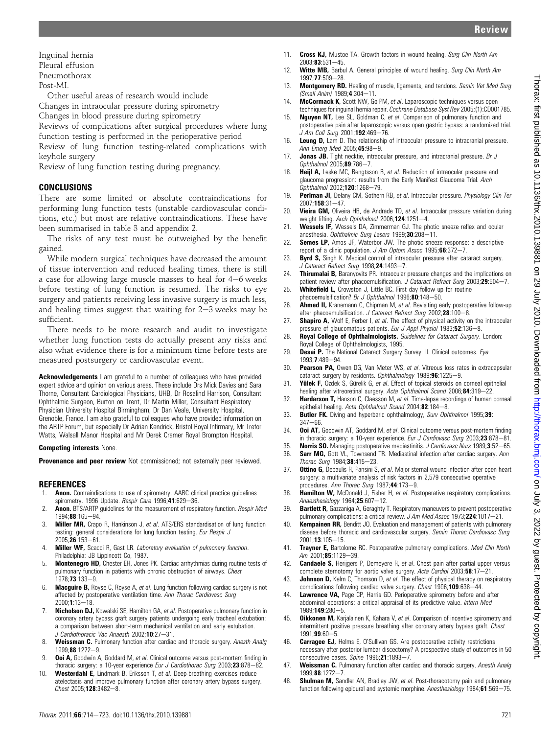Inguinal hernia
Pleural effusion
Pneumothorax
Post-MI.

Other useful areas of research would include

Changes in intraocular pressure during spirometry

Changes in blood pressure during spirometry

Reviews of complications after surgical procedures where lung function testing is performed in the perioperative period

Review of lung function testing-related complications with keyhole surgery

Review of lung function testing during pregnancy.

## CONCLUSIONS

There are some limited or absolute contraindications for performing lung function tests (unstable cardiovascular conditions, etc.) but most are relative contraindications. These have been summarised in table 3 and appendix 2.

The risks of any test must be outweighed by the benefit gained.

While modern surgical techniques have decreased the amount of tissue intervention and reduced healing times, there is still a case for allowing large muscle masses to heal for 4–6 weeks before testing of lung function is resumed. The risks to eye surgery and patients receiving less invasive surgery is much less, and healing times suggest that waiting for 2–3 weeks may be sufficient.

There needs to be more research and audit to investigate whether lung function tests do actually present any risks and also what evidence there is for a minimum time before tests are measured postsurgery or cardiovascular event.

**Acknowledgements** I am grateful to a number of colleagues who have provided expert advice and opinion on various areas. These include Drs Mick Davies and Sara Thorne, Consultant Cardiological Physicians, UHB, Dr Rosalind Harrison, Consultant Ophthalmic Surgeon, Burton on Trent, Dr Martin Miller, Consultant Respiratory Physician University Hospital Birmingham, Dr Dan Veale, University Hospital, Grenoble, France. I am also grateful to colleagues who have provided information on the ARTP Forum, but especially Dr Adrian Kendrick, Bristol Royal Infirmary, Mr Trefor Watts, Walsall Manor Hospital and Mr Derek Cramer Royal Brompton Hospital.

**Competing interests** None.

**Provenance and peer review** Not commissioned; not externally peer reviewed.

## REFERENCES

1. **Anon.** Contraindications to use of spirometry. AARC clinical practice guidelines spirometry. 1996 Update. *Respir Care* 1996;**41**:629–36.
2. **Anon.** BTS/ARTP guidelines for the measurement of respiratory function. *Respir Med* 1994;**88**:165–94.
3. **Miller MR,** Crapo R, Hankinson J, *et al*. ATS/ERS standardisation of lung function testing: general considerations for lung function testing. *Eur Respir J* 2005;**26**:153–61.
4. **Miller WF,** Scacci R, Gast LR. *Laboratory evaluation of pulmonary function*. Philadelphia: JB Lippincott Co, 1987.
5. **Montenegro HD,** Chester EH, Jones PK. Cardiac arrhythmias during routine tests of pulmonary function in patients with chronic obstruction of airways. *Chest* 1978;**73**:133–9.
6. **Macguire B,** Royse C, Royse A, *et al*. Lung function following cardiac surgery is not affected by postoperative ventilation time. *Ann Thorac Cardiovasc Surg* 2000;**1**:13–18.
7. **Nicholson DJ,** Kowalski SE, Hamilton GA, *et al*. Postoperative pulmonary function in coronary artery bypass graft surgery patients undergoing early tracheal extubation: a comparison between short-term mechanical ventilation and early extubation. *J Cardiothoracic Vac Anaesth* 2002;**10**:27–31.
8. **Weissman C.** Pulmonary function after cardiac and thoracic surgery. *Anesth Analg* 1999;**88**:1272–9.
9. **Ooi A,** Goodwin A, Goddard M, *et al*. Clinical outcome versus post-mortem finding in thoracic surgery: a 10-year experience *Eur J Cardiothorac Surg* 2003;**23**:878–82.
10. **Westerdahl E,** Lindmark B, Eriksson T, *et al*. Deep-breathing exercises reduce atelectasis and improve pulmonary function after coronary artery bypass surgery. *Chest* 2005;**128**:3482–8.
11. **Cross KJ,** Mustoe TA. Growth factors in wound healing. *Surg Clin North Am* 2003;**83**:531–45.
12. **Witte MB,** Barbul A. General principles of wound healing. *Surg Clin North Am* 1997;**77**:509–28.
13. **Montgomery RD.** Healing of muscle, ligaments, and tendons. *Semin Vet Med Surg (Small Anim)* 1989;**4**:304–11.
14. **McCormack K,** Scott NW, Go PM, *et al*. Laparoscopic techniques versus open techniques for inguinal hernia repair. *Cochrane Database Syst Rev* 2005;(1):CD001785.
15. **Nguyen NT,** Lee SL, Goldman C, *et al*. Comparison of pulmonary function and postoperative pain after laparoscopic versus open gastric bypass: a randomized trial. *J Am Coll Surg* 2001;**192**:469–76.
16. **Leung D,** Lam D. The relationship of intraocular pressure to intracranial pressure. *Ann Emerg Med* 2005;**45**:98–9.
17. **Jonas JB.** Tight necktie, intraocular pressure, and intracranial pressure. *Br J Ophthalmol* 2005;**89**:786–7.
18. **Heijl A,** Leske MC, Bengtsson B, *et al*. Reduction of intraocular pressure and glaucoma progression: results from the Early Manifest Glaucoma Trial. *Arch Ophthalmol* 2002;**120**:1268–79.
19. **Perlman JI,** Delany CM, Sothern RB, *et al*. Intraocular pressure. *Physiology Clin Ter* 2007;**158**:31–47.
20. **Vieira GM,** Oliveira HB, de Andrade TD, *et al*. Intraocular pressure variation during weight lifting. *Arch Ophthalmol* 2006;**124**:1251–4.
21. **Wessels IF,** Wessels DA, Zimmerman GJ. The photic sneeze reflex and ocular anesthesia. *Ophthalmic Surg Lasers* 1999;**30**:208–11.
22. **Semes LP,** Amos JF, Waterbor JW. The photic sneeze response: a descriptive report of a clinic population. *J Am Optom Assoc* 1995;**66**:372–7.
23. **Byrd S,** Singh K. Medical control of intraocular pressure after cataract surgery. *J Cataract Refract Surg* 1998;**24**:1493–7.
24. **Thirumalai B,** Baranyovits PR. Intraocular pressure changes and the implications on patient review after phacoemulsification. *J Cataract Refract Surg* 2003;**29**:504–7.
25. **Whitefield L,** Crowston J, Little BC. First day follow up for routine phacoemulsification? *Br J Ophthalmol* 1996;**80**:148–50.
26. **Ahmed II,** Kranemann C, Chipman M, *et al*. Revisiting early postoperative follow-up after phacoemulsification. *J Cataract Refract Surg* 2002;**28**:100–8.
27. **Shapiro A,** Wolf E, Ferber I, *et al*. The effect of physical activity on the intraocular pressure of glaucomatous patients. *Eur J Appl Physiol* 1983;**52**:136–8.
28. **Royal College of Ophthalmologists.** *Guidelines for Cataract Surgery*. London: Royal College of Ophthalmologists, 1995.
29. **Desai P.** The National Cataract Surgery Survey: II. Clinical outcomes. *Eye* 1993;**7**:489–94.
30. **Pearson PA,** Owen DG, Van Meter WS, *et al*. Vitreous loss rates in extracapsular cataract surgery by residents. *Ophthalmology* 1989;**96**:1225–9.
31. **Yülek F,** Ozdek S, Gürelik G, *et al*. Effect of topical steroids on corneal epithelial healing after vitreoretinal surgery. *Acta Ophthalmol Scand* 2006;**84**:319–22.
32. **Hardarson T,** Hanson C, Claesson M, *et al*. Time-lapse recordings of human corneal epithelial healing. *Acta Ophthalmol Scand* 2004;**82**:184–8.
33. **Butler FK.** Diving and hyperbaric ophthalmology, *Surv Ophthalmol* 1995;**39**: 347–66.
34. **Ooi AT,** Goodwin AT, Goddard M, *et al*. Clinical outcome versus post-mortem finding in thoracic surgery: a 10-year experience. *Eur J Cardiovasc Surg* 2003;**23**:878–81.
35. **Norris SO.** Managing postoperative mediastinitis. *J Cardiovasc Nurs* 1989;**3**:52–65.
36. **Sarr MG,** Gott VL, Townsend TR. Mediastinal infection after cardiac surgery. *Ann Thorac Surg* 1984;**38**:415–23.
37. **Ottino G,** Depaulis R, Pansini S, *et al*. Major sternal wound infection after open-heart surgery: a multivariate analysis of risk factors in 2,579 consecutive operative procedures. *Ann Thorac Surg* 1987;**44**:173–9.
38. **Hamilton W,** McDonald J, Fisher H, *et al*. Postoperative respiratory complications. *Anaesthesiology* 1964;**25**:607–12.
39. **Bartlett R,** Gazzaniga A, Geraghty T. Respiratory maneuvers to prevent postoperative pulmonary complications: a critical review. *J Am Med Assoc* 1973;**224**:1017–21.
40. **Kempainen RR,** Benditt JO. Evaluation and management of patients with pulmonary disease before thoracic and cardiovascular surgery. *Semin Thorac Cardiovasc Surg* 2001;**13**:105–15.
41. **Trayner E,** Bartolome RC. Postoperative pulmonary complications. *Med Clin North Am* 2001;**85**:1129–39.
42. **Candaele S,** Herijgers P, Demeyere R, *et al*. Chest pain after partial upper versus complete sternotomy for aortic valve surgery. *Acta Cardiol* 2003;**58**:17–21.
43. **Johnson D,** Kelm C, Thomson D, *et al*. The effect of physical therapy on respiratory complications following cardiac valve surgery. *Chest* 1996;**109**:638–44.
44. **Lawrence VA,** Page CP, Harris GD. Perioperative spirometry before and after abdominal operations: a critical appraisal of its predictive value. *Intern Med* 1989;**149**:280–5.
45. **Oikkonen M,** Karjalainen K, Kahara V, *et al*. Comparison of incentive spirometry and intermittent positive pressure breathing after coronary artery bypass graft. *Chest* 1991;**99**:60–5.
46. **Carragee EJ,** Helms E, O'Sullivan GS. Are postoperative activity restrictions necessary after posterior lumbar discectomy? A prospective study of outcomes in 50 consecutive cases. *Spine* 1996;**21**:1893–7.
47. **Weissman C.** Pulmonary function after cardiac and thoracic surgery. *Anesth Analg* 1999;**88**:1272–7.
48. **Shulman M,** Sandler AN, Bradley JW, *et al*. Post-thoracotomy pain and pulmonary function following epidural and systemic morphine. *Anesthesiology* 1984;**61**:569–75.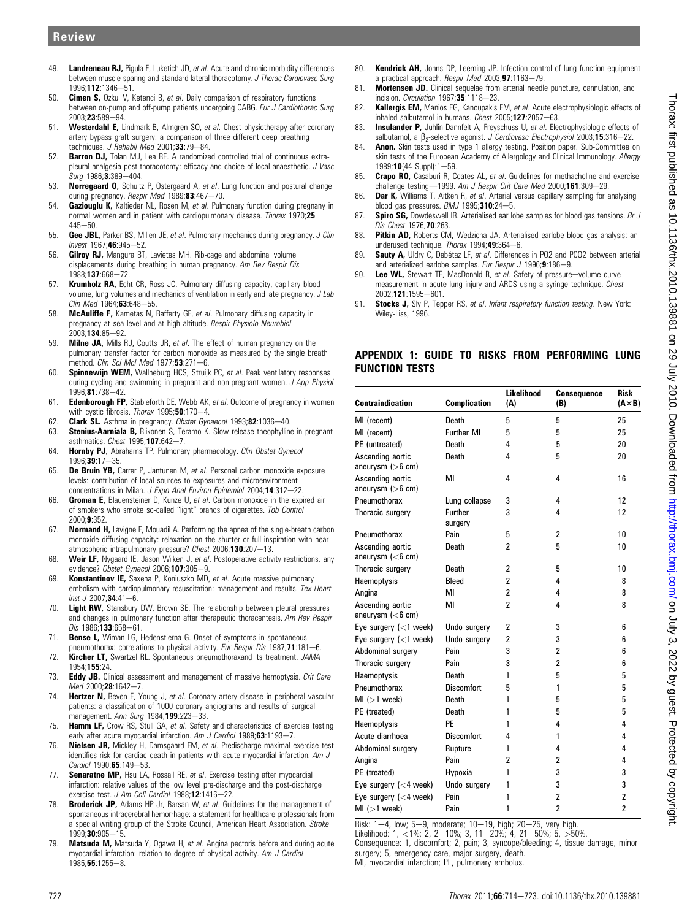49. **Landreneau RJ,** Pigula F, Luketich JD, *et al*. Acute and chronic morbidity differences between muscle-sparing and standard lateral thoracotomy. *J Thorac Cardiovasc Surg* 1996;**112**:1346–51.
50. **Cimen S,** Ozkul V, Ketenci B, *et al*. Daily comparison of respiratory functions between on-pump and off-pump patients undergoing CABG. *Eur J Cardiothorac Surg* 2003;**23**:589–94.
51. **Westerdahl E,** Lindmark B, Almgren SO, *et al*. Chest physiotherapy after coronary artery bypass graft surgery: a comparison of three different deep breathing techniques. *J Rehabil Med* 2001;**33**:79–84.
52. **Barron DJ,** Tolan MJ, Lea RE. A randomized controlled trial of continuous extra-pleural analgesia post-thoracotomy: efficacy and choice of local anaesthetic. *J Vasc Surg* 1986;**3**:389–404.
53. **Norregaard O,** Schultz P, Ostergaard A, *et al*. Lung function and postural change during pregnancy. *Respir Med* 1989;**83**:467–70.
54. **Gazioglu K,** Kaltieder NL, Rosen M, *et al*. Pulmonary function during pregnancy in normal women and in patient with cardiopulmonary disease. *Thorax* 1970;**25** 445–50.
55. **Gee JBL,** Parker BS, Millen JE, *et al*. Pulmonary mechanics during pregnancy. *J Clin Invest* 1967;**46**:945–52.
56. **Gilroy RJ,** Mangura BT, Lavietes MH. Rib-cage and abdominal volume displacements during breathing in human pregnancy. *Am Rev Respir Dis* 1988;**137**:668–72.
57. **Krumholz RA,** Echt CR, Ross JC. Pulmonary diffusing capacity, capillary blood volume, lung volumes and mechanics of ventilation in early and late pregnancy. *J Lab Clin Med* 1964;**63**:648–55.
58. **McAuliffe F,** Kametas N, Rafferty GF, *et al*. Pulmonary diffusing capacity in pregnancy at sea level and at high altitude. *Respir Physiol Neurobiol* 2003;**134**:85–92.
59. **Milne JA,** Mills RJ, Coutts JR, *et al*. The effect of human pregnancy on the pulmonary transfer factor for carbon monoxide as measured by the single breath method. *Clin Sci Mol Med* 1977;**53**:271–6.
60. **Spinnewijn WEM,** Wallneburg HCS, Struijk PC, *et al*. Peak ventilatory responses during cycling and swimming in pregnant and non-pregnant women. *J App Physiol* 1996;**81**:738–42.
61. **Edenborough FP,** Stableforth DE, Webb AK, *et al*. Outcome of pregnancy in women with cystic fibrosis. *Thorax* 1995;**50**:170–4.
62. **Clark SL.** Asthma in pregnancy. *Obstet Gynaecol* 1993;**82**:1036–40.
63. **Stenius-Aarniala B,** Riikonen S, Teramo K. Slow release theophylline in pregnant asthmatics. *Chest* 1995;**107**:642–7.
64. **Hornby PJ,** Abrahams TP. Pulmonary pharmacology. *Clin Obstet Gynecol* 1996;**39**:17–35.
65. **De Bruin YB,** Carrer P, Jantunen M, *et al*. Personal carbon monoxide exposure levels: contribution of local sources to exposures and microenvironment concentrations in Milan. *J Expo Anal Environ Epidemiol* 2004;**14**:312–22.
66. **Groman E,** Blauensteiner D, Kunze U, *et al*. Carbon monoxide in the expired air of smokers who smoke so-called "light" brands of cigarettes. *Tob Control* 2000;**9**:352.
67. **Normand H,** Lavigne F, Mouadil A. Performing the apnea of the single-breath carbon monoxide diffusing capacity: relaxation on the shutter or full inspiration with near atmospheric intrapulmonary pressure? *Chest* 2006;**130**:207–13.
68. **Weir LF,** Nygaard IE, Jason Wilken J, *et al*. Postoperative activity restrictions. any evidence? *Obstet Gynecol* 2006;**107**:305–9.
69. **Konstantinov IE,** Saxena P, Koniuszko MD, *et al*. Acute massive pulmonary embolism with cardiopulmonary resuscitation: management and results. *Tex Heart Inst J* 2007;**34**:41–6.
70. **Light RW,** Stansbury DW, Brown SE. The relationship between pleural pressures and changes in pulmonary function after therapeutic thoracentesis. *Am Rev Respir Dis* 1986;**133**:658–61.
71. **Bense L,** Wiman LG, Hedenstierna G. Onset of symptoms in spontaneous pneumothorax: correlations to physical activity. *Eur Respir Dis* 1987;**71**:181–6.
72. **Kircher LT,** Swartzel RL. Spontaneous pneumothoraxand its treatment. *JAMA* 1954;**155**:24.
73. **Eddy JB.** Clinical assessment and management of massive hemoptysis. *Crit Care Med* 2000;**28**:1642–7.
74. **Hertzer N,** Beven E, Young J, *et al*. Coronary artery disease in peripheral vascular patients: a classification of 1000 coronary angiograms and results of surgical management. *Ann Surg* 1984;**199**:223–33.
75. **Hamm LF,** Crow RS, Stull GA, *et al*. Safety and characteristics of exercise testing early after acute myocardial infarction. *Am J Cardiol* 1989;**63**:1193–7.
76. **Nielsen JR,** Mickley H, Damsgaard EM, *et al*. Predischarge maximal exercise test identifies risk for cardiac death in patients with acute myocardial infarction. *Am J Cardiol* 1990;**65**:149–53.
77. **Senaratne MP,** Hsu LA, Rossall RE, *et al*. Exercise testing after myocardial infarction: relative values of the low level pre-discharge and the post-discharge exercise test. *J Am Coll Cardiol* 1988;**12**:1416–22.
78. **Broderick JP,** Adams HP Jr, Barsan W, *et al*. Guidelines for the management of spontaneous intracerebral hemorrhage: a statement for healthcare professionals from a special writing group of the Stroke Council, American Heart Association. *Stroke* 1999;**30**:905–15.
79. **Matsuda M,** Matsuda Y, Ogawa H, *et al*. Angina pectoris before and during acute myocardial infarction: relation to degree of physical activity. *Am J Cardiol* 1985;**55**:1255–8.
80. **Kendrick AH,** Johns DP, Leeming JP. Infection control of lung function equipment a practical approach. *Respir Med* 2003;**97**:1163–79.
81. **Mortensen JD.** Clinical sequelae from arterial needle puncture, cannulation, and incision. *Circulation* 1967;**35**:1118–23.
82. **Kallergis EM,** Manios EG, Kanoupakis EM, *et al*. Acute electrophysiologic effects of inhaled salbutamol in humans. *Chest* 2005;**127**:2057–63.
83. **Insulander P,** Juhlin-Dannfelt A, Freyschuss U, *et al*. Electrophysiologic effects of salbutamol, a $\beta_2$-selective agonist. *J Cardiovasc Electrophysiol* 2003;**15**:316–22.
84. **Anon.** Skin tests used in type 1 allergy testing. Position paper. Sub-Committee on skin tests of the European Academy of Allergology and Clinical Immunology. *Allergy* 1989;**10**(44 Suppl):1–59.
85. **Crapo RO,** Casaburi R, Coates AL, *et al*. Guidelines for methacholine and exercise challenge testing—1999. *Am J Respir Crit Care Med* 2000;**161**:309–29.
86. **Dar K,** Williams T, Aitken R, *et al*. Arterial versus capillary sampling for analysing blood gas pressures. *BMJ* 1995;**310**:24–5.
87. **Spiro SG,** Dowdeswell IR. Arterialised ear lobe samples for blood gas tensions. *Br J Dis Chest* 1976;**70**:263.
88. **Pitkin AD,** Roberts CM, Wedzicha JA. Arterialised earlobe blood gas analysis: an underused technique. *Thorax* 1994;**49**:364–6.
89. **Sauty A,** Uldry C, Debétaz LF, *et al*. Differences in PO2 and PCO2 between arterial and arterialized earlobe samples. *Eur Respir J* 1996;**9**:186–9.
90. **Lee WL,** Stewart TE, MacDonald R, *et al*. Safety of pressure–volume curve measurement in acute lung injury and ARDS using a syringe technique. *Chest* 2002;**121**:1595–601.
91. **Stocks J,** Sly P, Tepper RS, *et al*. *Infant respiratory function testing*. New York: Wiley-Liss, 1996.

## APPENDIX 1: GUIDE TO RISKS FROM PERFORMING LUNG FUNCTION TESTS

| Contraindication | Complication | Likelihood (A) | Consequence (B) | Risk (A×B) |
|---|---|---|---|---|
| MI (recent) | Death | 5 | 5 | 25 |
| MI (recent) | Further MI | 5 | 5 | 25 |
| PE (untreated) | Death | 4 | 5 | 20 |
| Ascending aortic aneurysm (>6 cm) | Death | 4 | 5 | 20 |
| Ascending aortic aneurysm (>6 cm) | MI | 4 | 4 | 16 |
| Pneumothorax | Lung collapse | 3 | 4 | 12 |
| Thoracic surgery | Further surgery | 3 | 4 | 12 |
| Pneumothorax | Pain | 5 | 2 | 10 |
| Ascending aortic aneurysm (<6 cm) | Death | 2 | 5 | 10 |
| Thoracic surgery | Death | 2 | 5 | 10 |
| Haemoptysis | Bleed | 2 | 4 | 8 |
| Angina | MI | 2 | 4 | 8 |
| Ascending aortic aneurysm (<6 cm) | MI | 2 | 4 | 8 |
| Eye surgery (<1 week) | Undo surgery | 2 | 3 | 6 |
| Eye surgery (<1 week) | Undo surgery | 2 | 3 | 6 |
| Abdominal surgery | Pain | 3 | 2 | 6 |
| Thoracic surgery | Pain | 3 | 2 | 6 |
| Haemoptysis | Death | 1 | 5 | 5 |
| Pneumothorax | Discomfort | 5 | 1 | 5 |
| MI (>1 week) | Death | 1 | 5 | 5 |
| PE (treated) | Death | 1 | 5 | 5 |
| Haemoptysis | PE | 1 | 4 | 4 |
| Acute diarrhoea | Discomfort | 4 | 1 | 4 |
| Abdominal surgery | Rupture | 1 | 4 | 4 |
| Angina | Pain | 2 | 2 | 4 |
| PE (treated) | Hypoxia | 1 | 3 | 3 |
| Eye surgery (<4 week) | Undo surgery | 1 | 3 | 3 |
| Eye surgery (<4 week) | Pain | 1 | 2 | 2 |
| MI (>1 week) | Pain | 1 | 2 | 2 |

Risk: 1–4, low; 5–9, moderate; 10–19, high; 20–25, very high.
Likelihood: 1, <1%; 2, 2–10%; 3, 11–20%; 4, 21–50%; 5, >50%.
Consequence: 1, discomfort; 2, pain; 3, syncope/bleeding; 4, tissue damage, minor surgery; 5, emergency care, major surgery, death.
MI, myocardial infarction; PE, pulmonary embolus.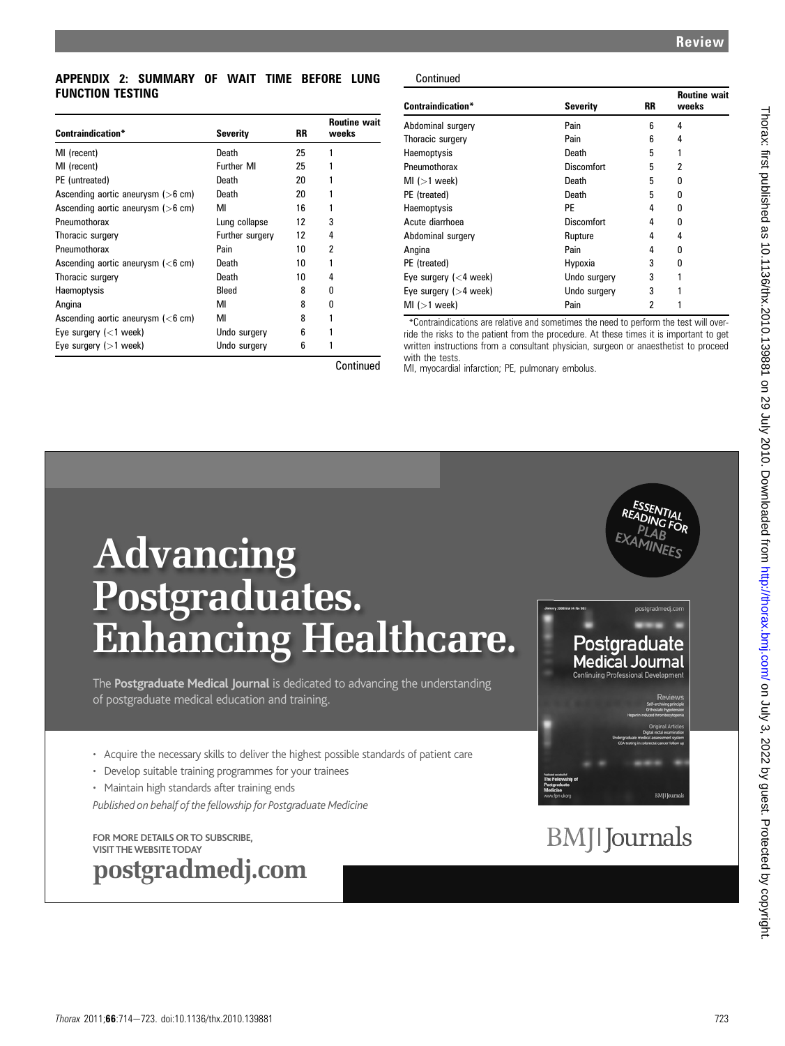## APPENDIX 2: SUMMARY OF WAIT TIME BEFORE LUNG FUNCTION TESTING

| Contraindication* | Severity | RR | Routine wait weeks |
|---|---|---|---|
| MI (recent) | Death | 25 | 1 |
| MI (recent) | Further MI | 25 | 1 |
| PE (untreated) | Death | 20 | 1 |
| Ascending aortic aneurysm (>6 cm) | Death | 20 | 1 |
| Ascending aortic aneurysm (>6 cm) | MI | 16 | 1 |
| Pneumothorax | Lung collapse | 12 | 3 |
| Thoracic surgery | Further surgery | 12 | 4 |
| Pneumothorax | Pain | 10 | 2 |
| Ascending aortic aneurysm (<6 cm) | Death | 10 | 1 |
| Thoracic surgery | Death | 10 | 4 |
| Haemoptysis | Bleed | 8 | 0 |
| Angina | MI | 8 | 0 |
| Ascending aortic aneurysm (<6 cm) | MI | 8 | 1 |
| Eye surgery (<1 week) | Undo surgery | 6 | 1 |
| Eye surgery (>1 week) | Undo surgery | 6 | 1 |
| Abdominal surgery | Pain | 6 | 4 |
| Thoracic surgery | Pain | 6 | 4 |
| Haemoptysis | Death | 5 | 1 |
| Pneumothorax | Discomfort | 5 | 2 |
| MI (>1 week) | Death | 5 | 0 |
| PE (treated) | Death | 5 | 0 |
| Haemoptysis | PE | 4 | 0 |
| Acute diarrhoea | Discomfort | 4 | 0 |
| Abdominal surgery | Rupture | 4 | 4 |
| Angina | Pain | 4 | 0 |
| PE (treated) | Hypoxia | 3 | 0 |
| Eye surgery (<4 week) | Undo surgery | 3 | 1 |
| Eye surgery (>4 week) | Undo surgery | 3 | 1 |
| MI (>1 week) | Pain | 2 | 1 |

*Contraindications are relative and sometimes the need to perform the test will override the risks to the patient from the procedure. At these times it is important to get written instructions from a consultant physician, surgeon or anaesthetist to proceed with the tests.

MI, myocardial infarction; PE, pulmonary embolus.